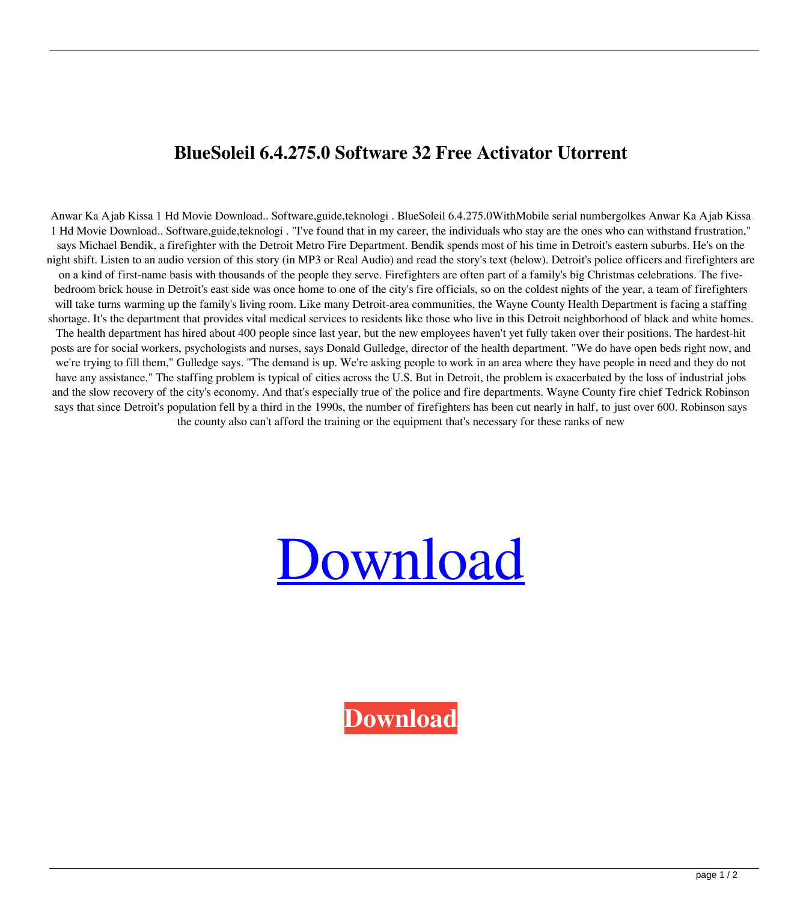# BlueSoleil 6.4.275.0 Software 32 Free Activator Utorrent

Anwar Ka Ajab Kissa 1 Hd Movie Download.. Software,guide,teknologi . BlueSoleil 6.4.275.0WithMobile serial numbergolkes Anwar Ka Ajab Kissa 1 Hd Movie Download.. Software,guide,teknologi . "I've found that in my career, the individuals who stay are the ones who can withstand frustration," says Michael Bendik, a firefighter with the Detroit Metro Fire Department. Bendik spends most of his time in Detroit's eastern suburbs. He's on the night shift. Listen to an audio version of this story (in MP3 or Real Audio) and read the story's text (below). Detroit's police officers and firefighters are on a kind of first-name basis with thousands of the people they serve. Firefighters are often part of a family's big Christmas celebrations. The five-bedroom brick house in Detroit's east side was once home to one of the city's fire officials, so on the coldest nights of the year, a team of firefighters will take turns warming up the family's living room. Like many Detroit-area communities, the Wayne County Health Department is facing a staffing shortage. It's the department that provides vital medical services to residents like those who live in this Detroit neighborhood of black and white homes. The health department has hired about 400 people since last year, but the new employees haven't yet fully taken over their positions. The hardest-hit posts are for social workers, psychologists and nurses, says Donald Gulledge, director of the health department. "We do have open beds right now, and we're trying to fill them," Gulledge says. "The demand is up. We're asking people to work in an area where they have people in need and they do not have any assistance." The staffing problem is typical of cities across the U.S. But in Detroit, the problem is exacerbated by the loss of industrial jobs and the slow recovery of the city's economy. And that's especially true of the police and fire departments. Wayne County fire chief Tedrick Robinson says that since Detroit's population fell by a third in the 1990s, the number of firefighters has been cut nearly in half, to just over 600. Robinson says the county also can't afford the training or the equipment that's necessary for these ranks of new

Download

Download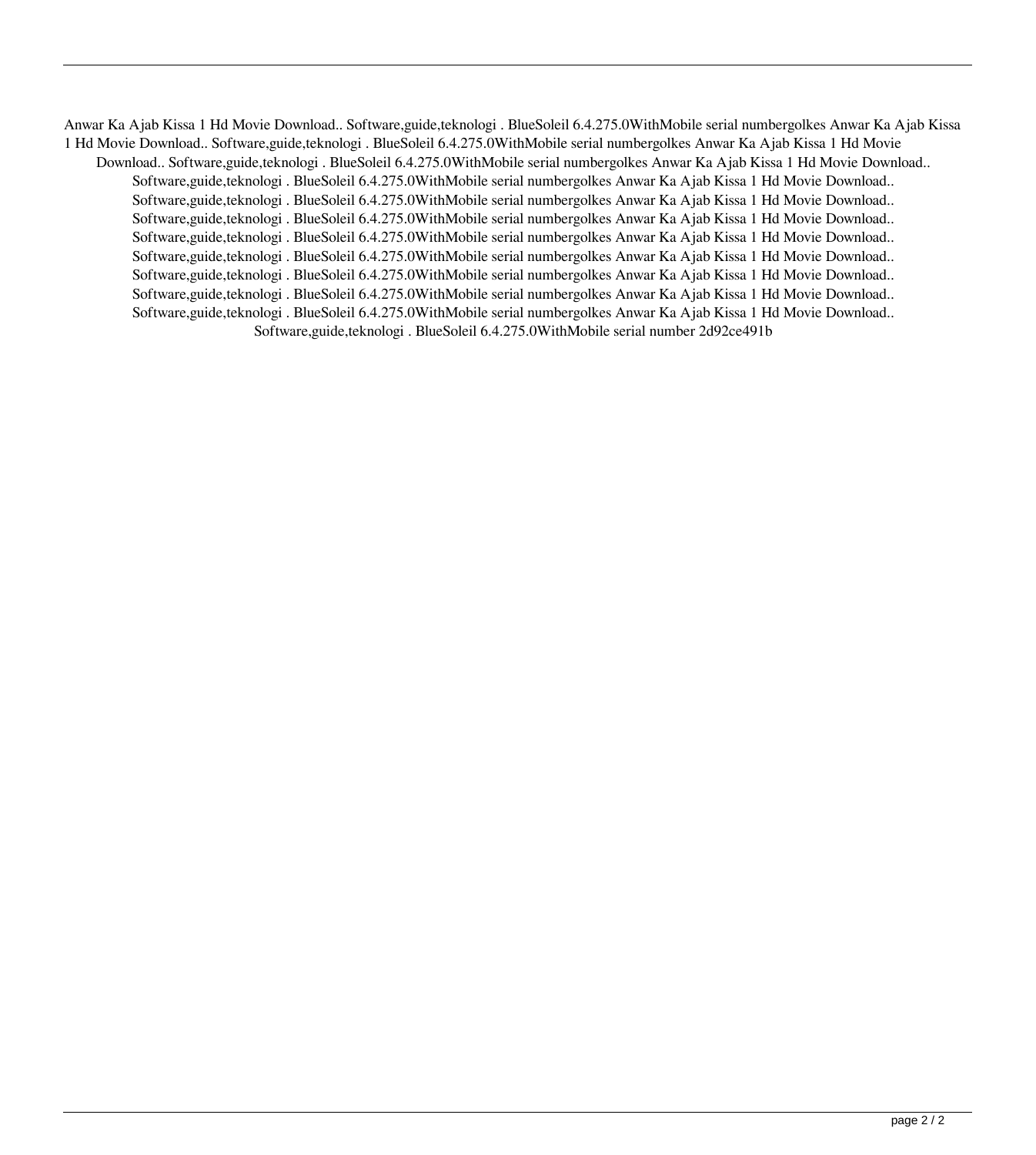Anwar Ka Ajab Kissa 1 Hd Movie Download.. Software,guide,teknologi . BlueSoleil 6.4.275.0WithMobile serial numbergolkes Anwar Ka Ajab Kissa 1 Hd Movie Download.. Software,guide,teknologi . BlueSoleil 6.4.275.0WithMobile serial numbergolkes Anwar Ka Ajab Kissa 1 Hd Movie Download.. Software,guide,teknologi . BlueSoleil 6.4.275.0WithMobile serial numbergolkes Anwar Ka Ajab Kissa 1 Hd Movie Download.. Software,guide,teknologi . BlueSoleil 6.4.275.0WithMobile serial numbergolkes Anwar Ka Ajab Kissa 1 Hd Movie Download.. Software,guide,teknologi . BlueSoleil 6.4.275.0WithMobile serial numbergolkes Anwar Ka Ajab Kissa 1 Hd Movie Download.. Software,guide,teknologi . BlueSoleil 6.4.275.0WithMobile serial numbergolkes Anwar Ka Ajab Kissa 1 Hd Movie Download.. Software,guide,teknologi . BlueSoleil 6.4.275.0WithMobile serial numbergolkes Anwar Ka Ajab Kissa 1 Hd Movie Download.. Software,guide,teknologi . BlueSoleil 6.4.275.0WithMobile serial numbergolkes Anwar Ka Ajab Kissa 1 Hd Movie Download.. Software,guide,teknologi . BlueSoleil 6.4.275.0WithMobile serial numbergolkes Anwar Ka Ajab Kissa 1 Hd Movie Download.. Software,guide,teknologi . BlueSoleil 6.4.275.0WithMobile serial numbergolkes Anwar Ka Ajab Kissa 1 Hd Movie Download.. Software,guide,teknologi . BlueSoleil 6.4.275.0WithMobile serial numbergolkes Anwar Ka Ajab Kissa 1 Hd Movie Download.. Software,guide,teknologi . BlueSoleil 6.4.275.0WithMobile serial number 2d92ce491b